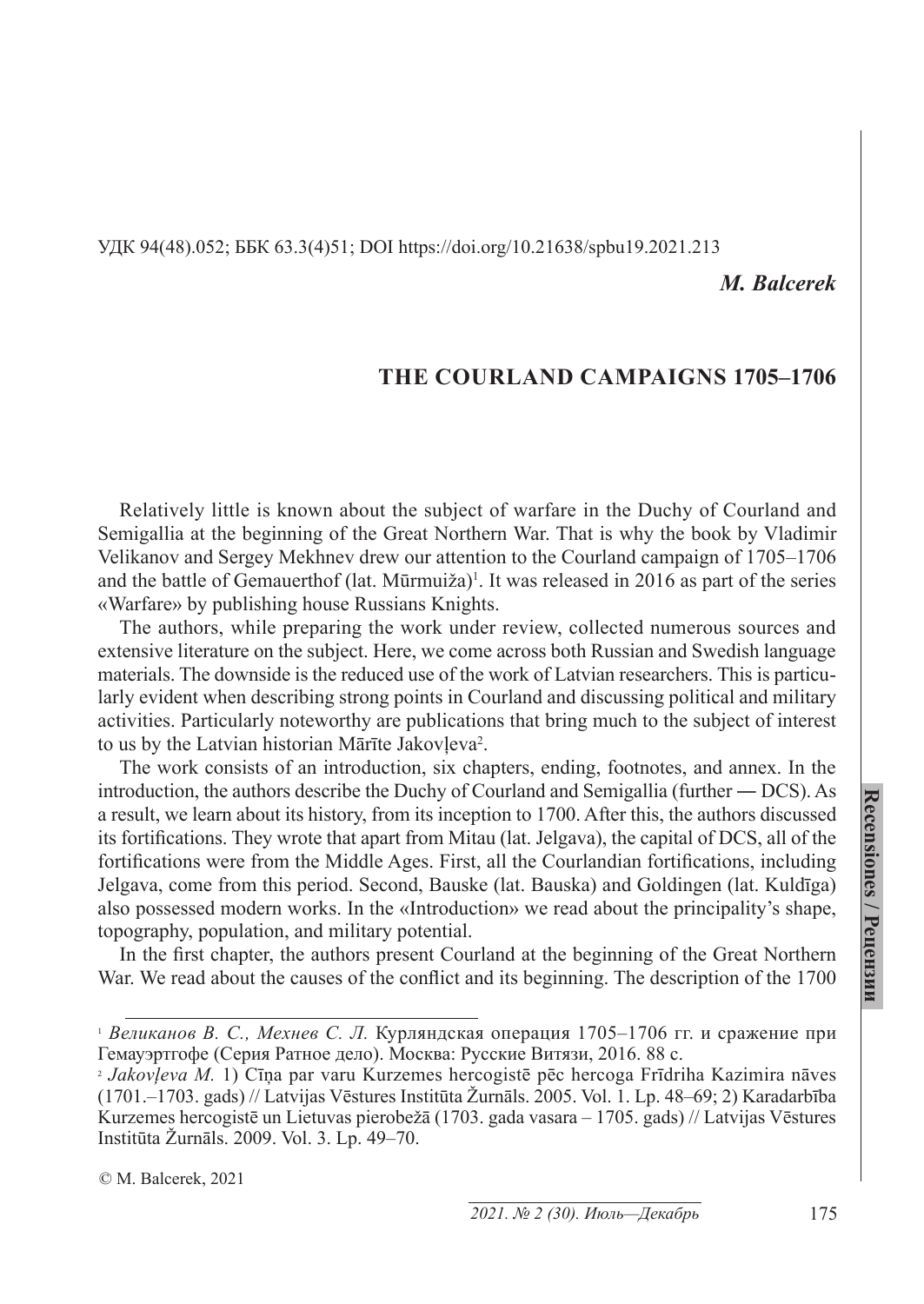УДК 94(48).052; ББК 63.3(4)51; DOI https://doi.org/10.21638/spbu19.2021.213

***M. Balcerek***

# THE COURLAND CAMPAIGNS 1705–1706

Relatively little is known about the subject of warfare in the Duchy of Courland and Semigallia at the beginning of the Great Northern War. That is why the book by Vladimir Velikanov and Sergey Mekhnev drew our attention to the Courland campaign of 1705–1706 and the battle of Gemauerthof (lat. Mūrmuiža)[1]. It was released in 2016 as part of the series «Warfare» by publishing house Russians Knights.

The authors, while preparing the work under review, collected numerous sources and extensive literature on the subject. Here, we come across both Russian and Swedish language materials. The downside is the reduced use of the work of Latvian researchers. This is particularly evident when describing strong points in Courland and discussing political and military activities. Particularly noteworthy are publications that bring much to the subject of interest to us by the Latvian historian Mārīte Jakovļeva[2].

The work consists of an introduction, six chapters, ending, footnotes, and annex. In the introduction, the authors describe the Duchy of Courland and Semigallia (further ― DCS). As a result, we learn about its history, from its inception to 1700. After this, the authors discussed its fortifications. They wrote that apart from Mitau (lat. Jelgava), the capital of DCS, all of the fortifications were from the Middle Ages. First, all the Courlandian fortifications, including Jelgava, come from this period. Second, Bauske (lat. Bauska) and Goldingen (lat. Kuldīga) also possessed modern works. In the «Introduction» we read about the principality's shape, topography, population, and military potential.

In the first chapter, the authors present Courland at the beginning of the Great Northern War. We read about the causes of the conflict and its beginning. The description of the 1700

---

[1] *Великанов В. С., Мехнев С. Л.* Курляндская операция 1705–1706 гг. и сражение при Гемауэртгофе (Серия Ратное дело). Москва: Русские Витязи, 2016. 88 с.

[2] *Jakovļeva M.* 1) Cīņa par varu Kurzemes hercogistē pēc hercoga Frīdriha Kazimira nāves (1701.–1703. gads) // Latvijas Vēstures Institūta Žurnāls. 2005. Vol. 1. Lp. 48–69; 2) Karadarbība Kurzemes hercogistē un Lietuvas pierobežā (1703. gada vasara – 1705. gads) // Latvijas Vēstures Institūta Žurnāls. 2009. Vol. 3. Lp. 49–70.

© M. Balcerek, 2021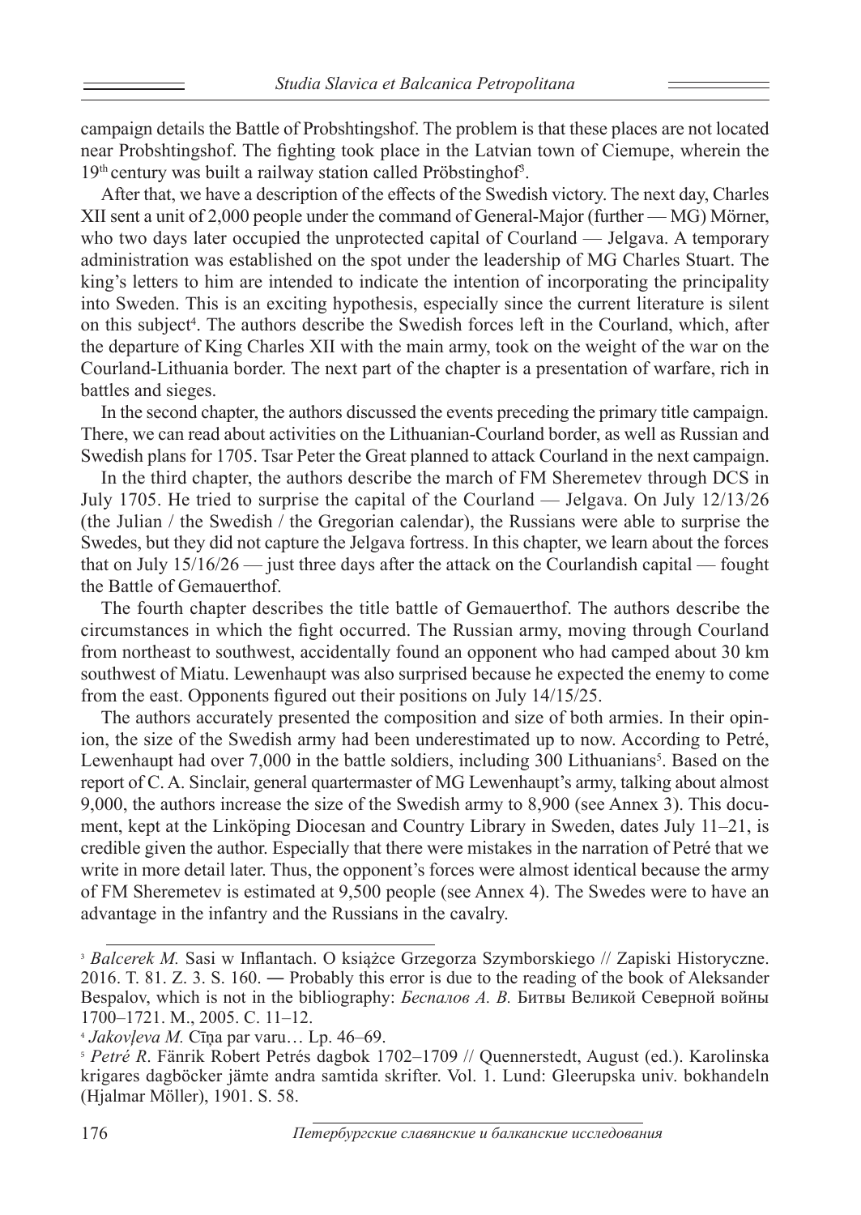campaign details the Battle of Probshtingshof. The problem is that these places are not located near Probshtingshof. The fighting took place in the Latvian town of Ciemupe, wherein the 19th century was built a railway station called Pröbstinghof[3].

After that, we have a description of the effects of the Swedish victory. The next day, Charles XII sent a unit of 2,000 people under the command of General-Major (further — MG) Mörner, who two days later occupied the unprotected capital of Courland — Jelgava. A temporary administration was established on the spot under the leadership of MG Charles Stuart. The king's letters to him are intended to indicate the intention of incorporating the principality into Sweden. This is an exciting hypothesis, especially since the current literature is silent on this subject[4]. The authors describe the Swedish forces left in the Courland, which, after the departure of King Charles XII with the main army, took on the weight of the war on the Courland-Lithuania border. The next part of the chapter is a presentation of warfare, rich in battles and sieges.

In the second chapter, the authors discussed the events preceding the primary title campaign. There, we can read about activities on the Lithuanian-Courland border, as well as Russian and Swedish plans for 1705. Tsar Peter the Great planned to attack Courland in the next campaign.

In the third chapter, the authors describe the march of FM Sheremetev through DCS in July 1705. He tried to surprise the capital of the Courland — Jelgava. On July 12/13/26 (the Julian / the Swedish / the Gregorian calendar), the Russians were able to surprise the Swedes, but they did not capture the Jelgava fortress. In this chapter, we learn about the forces that on July 15/16/26 — just three days after the attack on the Courlandish capital — fought the Battle of Gemauerthof.

The fourth chapter describes the title battle of Gemauerthof. The authors describe the circumstances in which the fight occurred. The Russian army, moving through Courland from northeast to southwest, accidentally found an opponent who had camped about 30 km southwest of Miatu. Lewenhaupt was also surprised because he expected the enemy to come from the east. Opponents figured out their positions on July 14/15/25.

The authors accurately presented the composition and size of both armies. In their opinion, the size of the Swedish army had been underestimated up to now. According to Petré, Lewenhaupt had over 7,000 in the battle soldiers, including 300 Lithuanians[5]. Based on the report of C. A. Sinclair, general quartermaster of MG Lewenhaupt's army, talking about almost 9,000, the authors increase the size of the Swedish army to 8,900 (see Annex 3). This document, kept at the Linköping Diocesan and Country Library in Sweden, dates July 11–21, is credible given the author. Especially that there were mistakes in the narration of Petré that we write in more detail later. Thus, the opponent's forces were almost identical because the army of FM Sheremetev is estimated at 9,500 people (see Annex 4). The Swedes were to have an advantage in the infantry and the Russians in the cavalry.

---

[3] *Balcerek M.* Sasi w Inflantach. O książce Grzegorza Szymborskiego // Zapiski Historyczne. 2016. T. 81. Z. 3. S. 160. ― Probably this error is due to the reading of the book of Aleksander Bespalov, which is not in the bibliography: *Беспалов А. В.* Битвы Великой Северной войны 1700–1721. М., 2005. С. 11–12.

[4] *Jakovļeva M.* Cīņa par varu… Lp. 46–69.

[5] *Petré R*. Fänrik Robert Petrés dagbok 1702–1709 // Quennerstedt, August (ed.). Karolinska krigares dagböcker jämte andra samtida skrifter. Vol. 1. Lund: Gleerupska univ. bokhandeln (Hjalmar Möller), 1901. S. 58.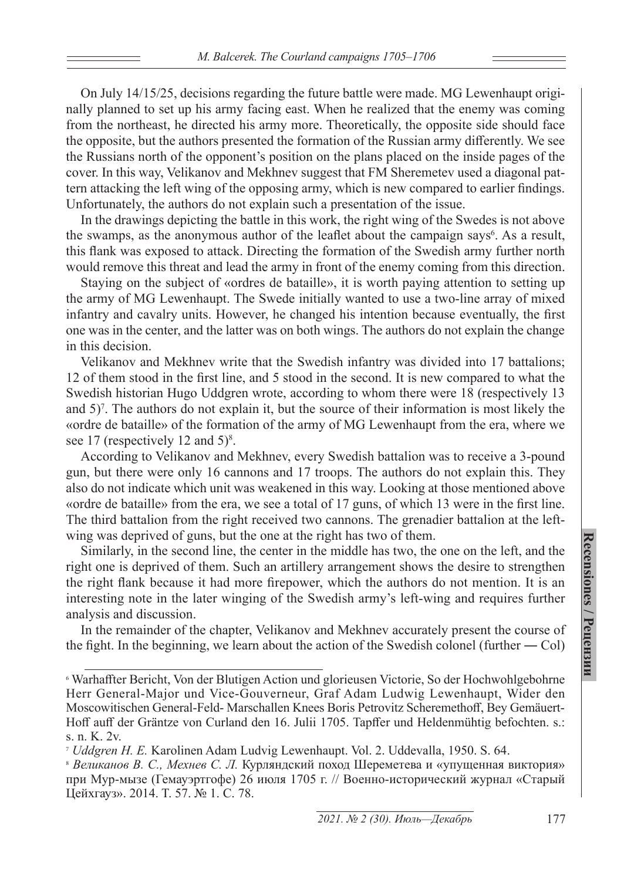On July 14/15/25, decisions regarding the future battle were made. MG Lewenhaupt originally planned to set up his army facing east. When he realized that the enemy was coming from the northeast, he directed his army more. Theoretically, the opposite side should face the opposite, but the authors presented the formation of the Russian army differently. We see the Russians north of the opponent's position on the plans placed on the inside pages of the cover. In this way, Velikanov and Mekhnev suggest that FM Sheremetev used a diagonal pattern attacking the left wing of the opposing army, which is new compared to earlier findings. Unfortunately, the authors do not explain such a presentation of the issue.

In the drawings depicting the battle in this work, the right wing of the Swedes is not above the swamps, as the anonymous author of the leaflet about the campaign says[6]. As a result, this flank was exposed to attack. Directing the formation of the Swedish army further north would remove this threat and lead the army in front of the enemy coming from this direction.

Staying on the subject of «ordres de bataille», it is worth paying attention to setting up the army of MG Lewenhaupt. The Swede initially wanted to use a two-line array of mixed infantry and cavalry units. However, he changed his intention because eventually, the first one was in the center, and the latter was on both wings. The authors do not explain the change in this decision.

Velikanov and Mekhnev write that the Swedish infantry was divided into 17 battalions; 12 of them stood in the first line, and 5 stood in the second. It is new compared to what the Swedish historian Hugo Uddgren wrote, according to whom there were 18 (respectively 13 and 5)[7]. The authors do not explain it, but the source of their information is most likely the «ordre de bataille» of the formation of the army of MG Lewenhaupt from the era, where we see 17 (respectively 12 and 5)[8].

According to Velikanov and Mekhnev, every Swedish battalion was to receive a 3-pound gun, but there were only 16 cannons and 17 troops. The authors do not explain this. They also do not indicate which unit was weakened in this way. Looking at those mentioned above «ordre de bataille» from the era, we see a total of 17 guns, of which 13 were in the first line. The third battalion from the right received two cannons. The grenadier battalion at the left-wing was deprived of guns, but the one at the right has two of them.

Similarly, in the second line, the center in the middle has two, the one on the left, and the right one is deprived of them. Such an artillery arrangement shows the desire to strengthen the right flank because it had more firepower, which the authors do not mention. It is an interesting note in the later winging of the Swedish army's left-wing and requires further analysis and discussion.

In the remainder of the chapter, Velikanov and Mekhnev accurately present the course of the fight. In the beginning, we learn about the action of the Swedish colonel (further — Col)

---

[6] Warhaffter Bericht, Von der Blutigen Action und glorieusen Victorie, So der Hochwohlgebohrne Herr General-Major und Vice-Gouverneur, Graf Adam Ludwig Lewenhaupt, Wider den Moscowitischen General-Feld- Marschallen Knees Boris Petrovitz Scheremethoff, Bey Gemäuert-Hoff auff der Gräntze von Curland den 16. Julii 1705. Tapffer und Heldenmühtig befochten. s.: s. n. K. 2v.

[7] *Uddgren H. E.* Karolinen Adam Ludvig Lewenhaupt. Vol. 2. Uddevalla, 1950. S. 64.

[8] *Великанов В. С., Мехнев С. Л.* Курляндский поход Шереметева и «упущенная виктория» при Мур-мызе (Гемауэртгофе) 26 июля 1705 г. // Военно-исторический журнал «Старый Цейхгауз». 2014. Т. 57. № 1. С. 78.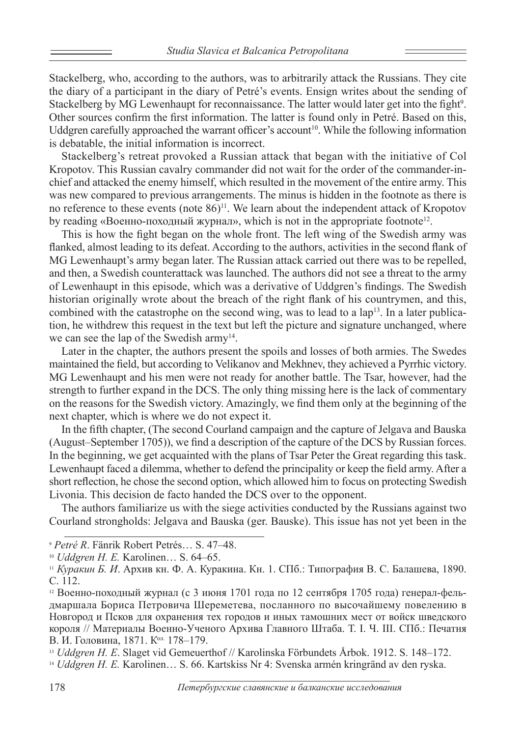Stackelberg, who, according to the authors, was to arbitrarily attack the Russians. They cite the diary of a participant in the diary of Petré's events. Ensign writes about the sending of Stackelberg by MG Lewenhaupt for reconnaissance. The latter would later get into the fight[9]. Other sources confirm the first information. The latter is found only in Petré. Based on this, Uddgren carefully approached the warrant officer's account[10]. While the following information is debatable, the initial information is incorrect.

Stackelberg's retreat provoked a Russian attack that began with the initiative of Col Kropotov. This Russian cavalry commander did not wait for the order of the commander-in-chief and attacked the enemy himself, which resulted in the movement of the entire army. This was new compared to previous arrangements. The minus is hidden in the footnote as there is no reference to these events (note 86)[11]. We learn about the independent attack of Kropotov by reading «Военно-походный журнал», which is not in the appropriate footnote[12].

This is how the fight began on the whole front. The left wing of the Swedish army was flanked, almost leading to its defeat. According to the authors, activities in the second flank of MG Lewenhaupt's army began later. The Russian attack carried out there was to be repelled, and then, a Swedish counterattack was launched. The authors did not see a threat to the army of Lewenhaupt in this episode, which was a derivative of Uddgren's findings. The Swedish historian originally wrote about the breach of the right flank of his countrymen, and this, combined with the catastrophe on the second wing, was to lead to a lap[13]. In a later publication, he withdrew this request in the text but left the picture and signature unchanged, where we can see the lap of the Swedish army[14].

Later in the chapter, the authors present the spoils and losses of both armies. The Swedes maintained the field, but according to Velikanov and Mekhnev, they achieved a Pyrrhic victory. MG Lewenhaupt and his men were not ready for another battle. The Tsar, however, had the strength to further expand in the DCS. The only thing missing here is the lack of commentary on the reasons for the Swedish victory. Amazingly, we find them only at the beginning of the next chapter, which is where we do not expect it.

In the fifth chapter, (The second Courland campaign and the capture of Jelgava and Bauska (August–September 1705)), we find a description of the capture of the DCS by Russian forces. In the beginning, we get acquainted with the plans of Tsar Peter the Great regarding this task. Lewenhaupt faced a dilemma, whether to defend the principality or keep the field army. After a short reflection, he chose the second option, which allowed him to focus on protecting Swedish Livonia. This decision de facto handed the DCS over to the opponent.

The authors familiarize us with the siege activities conducted by the Russians against two Courland strongholds: Jelgava and Bauska (ger. Bauske). This issue has not yet been in the

---

[9] *Petré R*. Fänrik Robert Petrés… S. 47–48.

[10] *Uddgren H. E.* Karolinen… S. 64–65.

[11] *Куракин Б. И*. Архив кн. Ф. А. Куракина. Кн. 1. СПб.: Типография В. С. Балашева, 1890. С. 112.

[12] Военно-походный журнал (с 3 июня 1701 года по 12 сентября 1705 года) генерал-фельдмаршала Бориса Петровича Шереметева, посланного по высочайшему повелению в Новгород и Псков для охранения тех городов и иных тамошних мест от войск шведского короля // Материалы Военно-Ученого Архива Главного Штаба. Т. I. Ч. III. СПб.: Печатня В. И. Головина, 1871. Кол. 178–179.

[13] *Uddgren H. E*. Slaget vid Gemeuerthof // Karolinska Förbundets Årbok. 1912. S. 148–172.

[14] *Uddgren H. E.* Karolinen… S. 66. Kartskiss Nr 4: Svenska armén kringränd av den ryska.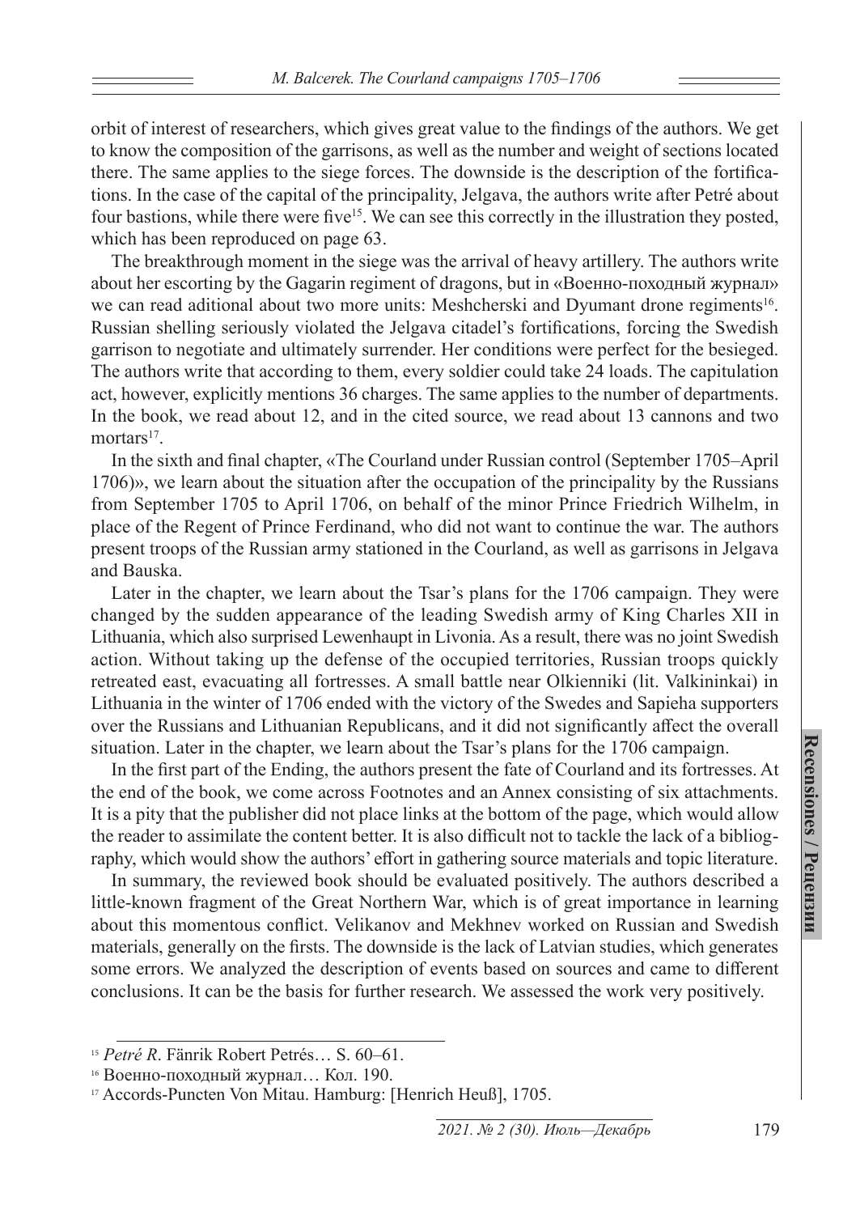orbit of interest of researchers, which gives great value to the findings of the authors. We get to know the composition of the garrisons, as well as the number and weight of sections located there. The same applies to the siege forces. The downside is the description of the fortifications. In the case of the capital of the principality, Jelgava, the authors write after Petré about four bastions, while there were five[15]. We can see this correctly in the illustration they posted, which has been reproduced on page 63.

The breakthrough moment in the siege was the arrival of heavy artillery. The authors write about her escorting by the Gagarin regiment of dragons, but in «Военно-походный журнал» we can read aditional about two more units: Meshcherski and Dyumant drone regiments[16]. Russian shelling seriously violated the Jelgava citadel's fortifications, forcing the Swedish garrison to negotiate and ultimately surrender. Her conditions were perfect for the besieged. The authors write that according to them, every soldier could take 24 loads. The capitulation act, however, explicitly mentions 36 charges. The same applies to the number of departments. In the book, we read about 12, and in the cited source, we read about 13 cannons and two mortars[17].

In the sixth and final chapter, «The Courland under Russian control (September 1705–April 1706)», we learn about the situation after the occupation of the principality by the Russians from September 1705 to April 1706, on behalf of the minor Prince Friedrich Wilhelm, in place of the Regent of Prince Ferdinand, who did not want to continue the war. The authors present troops of the Russian army stationed in the Courland, as well as garrisons in Jelgava and Bauska.

Later in the chapter, we learn about the Tsar's plans for the 1706 campaign. They were changed by the sudden appearance of the leading Swedish army of King Charles XII in Lithuania, which also surprised Lewenhaupt in Livonia. As a result, there was no joint Swedish action. Without taking up the defense of the occupied territories, Russian troops quickly retreated east, evacuating all fortresses. A small battle near Olkienniki (lit. Valkininkai) in Lithuania in the winter of 1706 ended with the victory of the Swedes and Sapieha supporters over the Russians and Lithuanian Republicans, and it did not significantly affect the overall situation. Later in the chapter, we learn about the Tsar's plans for the 1706 campaign.

In the first part of the Ending, the authors present the fate of Courland and its fortresses. At the end of the book, we come across Footnotes and an Annex consisting of six attachments. It is a pity that the publisher did not place links at the bottom of the page, which would allow the reader to assimilate the content better. It is also difficult not to tackle the lack of a bibliography, which would show the authors' effort in gathering source materials and topic literature.

In summary, the reviewed book should be evaluated positively. The authors described a little-known fragment of the Great Northern War, which is of great importance in learning about this momentous conflict. Velikanov and Mekhnev worked on Russian and Swedish materials, generally on the firsts. The downside is the lack of Latvian studies, which generates some errors. We analyzed the description of events based on sources and came to different conclusions. It can be the basis for further research. We assessed the work very positively.

---

[15] *Petré R*. Fänrik Robert Petrés… S. 60–61.

[16] Военно-походный журнал… Кол. 190.

[17] Accords-Puncten Von Mitau. Hamburg: [Henrich Heuß], 1705.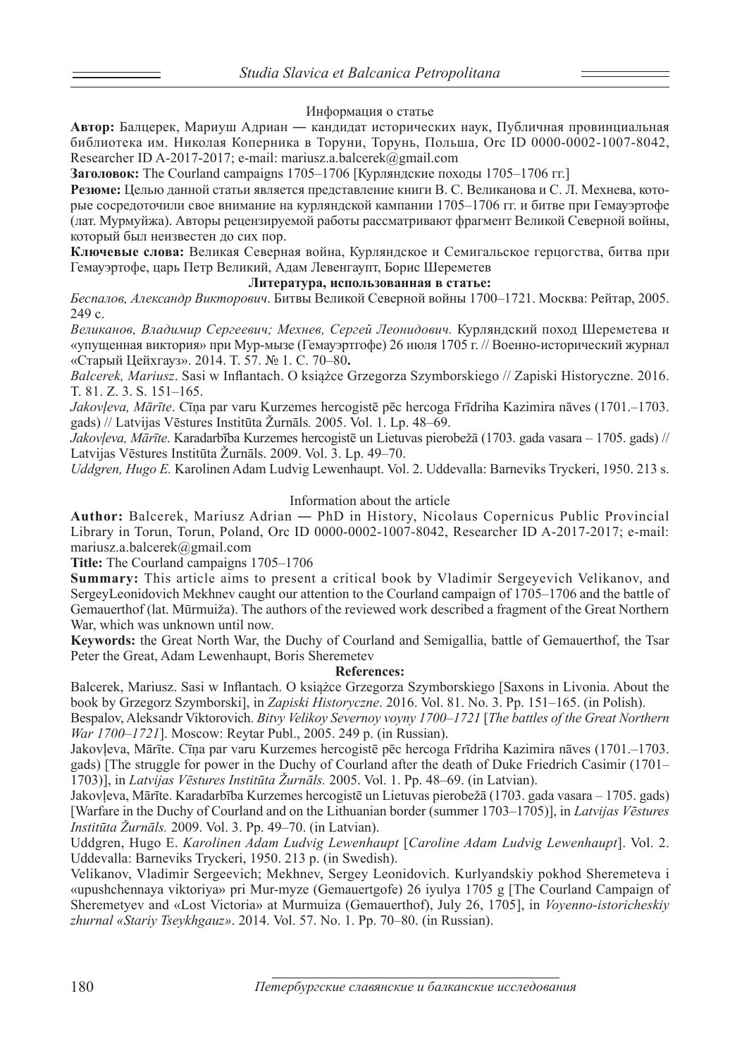Информация о статье

**Автор:** Балцерек, Мариуш Адриан — кандидат исторических наук, Публичная провинциальная библиотека им. Николая Коперника в Торуни, Торунь, Польша, Orc ID 0000-0002-1007-8042, Researcher ID A-2017-2017; e-mail: mariusz.a.balcerek@gmail.com

**Заголовок:** The Courland campaigns 1705–1706 [Курляндские походы 1705–1706 гг.]

**Резюме:** Целью данной статьи является представление книги В. С. Великанова и С. Л. Мехнева, которые сосредоточили свое внимание на курляндской кампании 1705–1706 гг. и битве при Гемауэртофе (лат. Мурмуйжа). Авторы рецензируемой работы рассматривают фрагмент Великой Северной войны, который был неизвестен до сих пор.

**Ключевые слова:** Великая Северная война, Курляндское и Семигальское герцогство, битва при Гемауэртофе, царь Петр Великий, Адам Левенгаупт, Борис Шереметев

**Литература, использованная в статье:**

*Беспалов, Александр Викторович*. Битвы Великой Северной войны 1700–1721. Москва: Рейтар, 2005. 249 с.

*Великанов, Владимир Сергеевич; Мехнев, Сергей Леонидович.* Курляндский поход Шереметева и «упущенная виктория» при Мур-мызе (Гемауэртгофе) 26 июля 1705 г. // Военно-исторический журнал «Старый Цейхгауз». 2014. Т. 57. № 1. С. 70–80**.**

*Balcerek, Mariusz*. Sasi w Inflantach. O książce Grzegorza Szymborskiego // Zapiski Historyczne. 2016. T. 81. Z. 3. S. 151–165.

*Jakovļeva, Mārīte*. Cīņa par varu Kurzemes hercogistē pēc hercoga Frīdriha Kazimira nāves (1701.–1703. gads) // Latvijas Vēstures Institūta Žurnāls*.* 2005. Vol. 1. Lp. 48–69.

*Jakovļeva, Mārīte*. Karadarbība Kurzemes hercogistē un Lietuvas pierobežā (1703. gada vasara – 1705. gads) // Latvijas Vēstures Institūta Žurnāls. 2009. Vol. 3. Lp. 49–70.

*Uddgren, Hugo E.* Karolinen Adam Ludvig Lewenhaupt. Vol. 2. Uddevalla: Barneviks Tryckeri, 1950. 213 s.

Information about the article

**Author:** Balcerek, Mariusz Adrian — PhD in History, Nicolaus Copernicus Public Provincial Library in Torun, Torun, Poland, Orc ID 0000-0002-1007-8042, Researcher ID A-2017-2017; e-mail: mariusz.a.balcerek@gmail.com

**Title:** The Courland campaigns 1705–1706

**Summary:** This article aims to present a critical book by Vladimir Sergeyevich Velikanov, and SergeyLeonidovich Mekhnev caught our attention to the Courland campaign of 1705–1706 and the battle of Gemauerthof (lat. Mūrmuiža). The authors of the reviewed work described a fragment of the Great Northern War, which was unknown until now.

**Keywords:** the Great North War, the Duchy of Courland and Semigallia, battle of Gemauerthof, the Tsar Peter the Great, Adam Lewenhaupt, Boris Sheremetev

**References:**

Balcerek, Mariusz. Sasi w Inflantach. O książce Grzegorza Szymborskiego [Saxons in Livonia. About the book by Grzegorz Szymborski], in *Zapiski Historyczne*. 2016. Vol. 81. No. 3. Pp. 151–165. (in Polish).

Bespalov, Aleksandr Viktorovich. *Bitvy Velikoy Severnoy voyny 1700–1721* [*The battles of the Great Northern War 1700–1721*]. Moscow: Reytar Publ., 2005. 249 p. (in Russian).

Jakovļeva, Mārīte. Cīņa par varu Kurzemes hercogistē pēc hercoga Frīdriha Kazimira nāves (1701.–1703. gads) [The struggle for power in the Duchy of Courland after the death of Duke Friedrich Casimir (1701–1703)], in *Latvijas Vēstures Institūta Žurnāls.* 2005. Vol. 1. Pp. 48–69. (in Latvian).

Jakovļeva, Mārīte. Karadarbība Kurzemes hercogistē un Lietuvas pierobežā (1703. gada vasara – 1705. gads) [Warfare in the Duchy of Courland and on the Lithuanian border (summer 1703–1705)], in *Latvijas Vēstures Institūta Žurnāls.* 2009. Vol. 3. Pp. 49–70. (in Latvian).

Uddgren, Hugo E. *Karolinen Adam Ludvig Lewenhaupt* [*Caroline Adam Ludvig Lewenhaupt*]. Vol. 2. Uddevalla: Barneviks Tryckeri, 1950. 213 p. (in Swedish).

Velikanov, Vladimir Sergeevich; Mekhnev, Sergey Leonidovich. Kurlyandskiy pokhod Sheremeteva i «upushchennaya viktoriya» pri Mur-myze (Gemauertgofe) 26 iyulya 1705 g [The Courland Campaign of Sheremetyev and «Lost Victoria» at Murmuiza (Gemauerthof), July 26, 1705], in *Voyenno-istoricheskiy zhurnal «Stariy Tseykhgauz»*. 2014. Vol. 57. No. 1. Pp. 70–80. (in Russian).